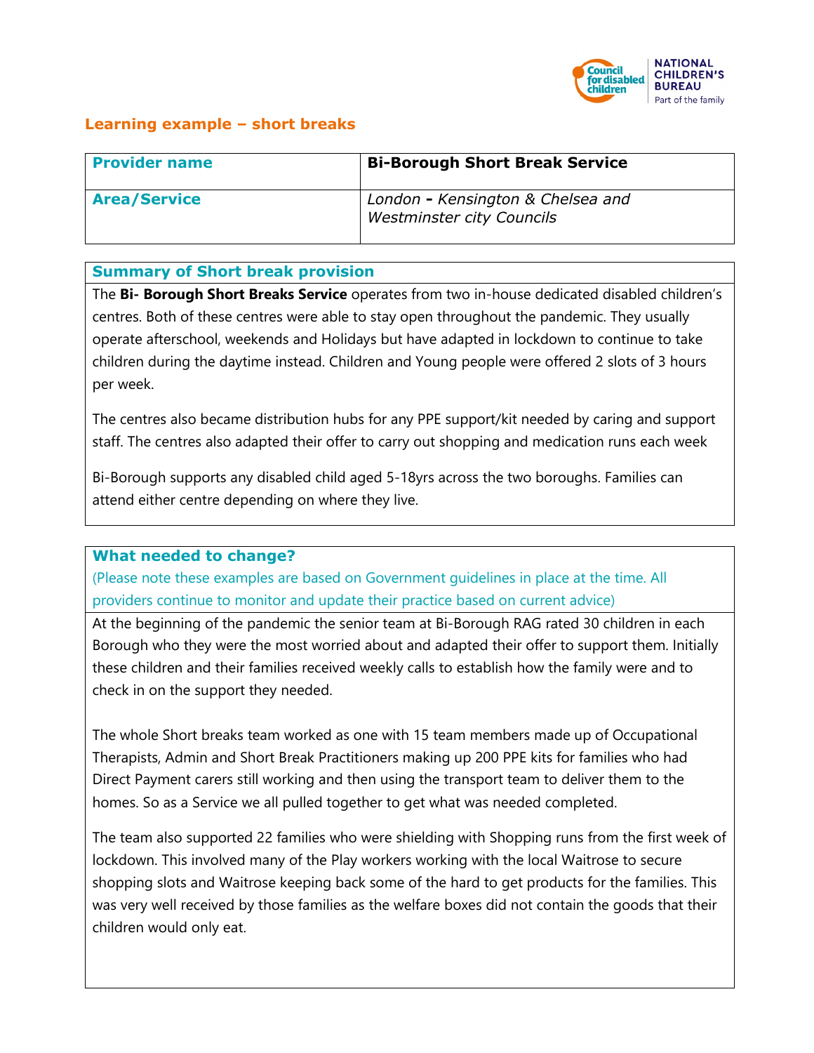## Learning example – short breaks

| Provider name | Bi-Borough Short Break Service |
|---|---|
| Area/Service | *London - Kensington & Chelsea and Westminster city Councils* |

### Summary of Short break provision

The **Bi- Borough Short Breaks Service** operates from two in-house dedicated disabled children's centres. Both of these centres were able to stay open throughout the pandemic. They usually operate afterschool, weekends and Holidays but have adapted in lockdown to continue to take children during the daytime instead. Children and Young people were offered 2 slots of 3 hours per week.

The centres also became distribution hubs for any PPE support/kit needed by caring and support staff. The centres also adapted their offer to carry out shopping and medication runs each week

Bi-Borough supports any disabled child aged 5-18yrs across the two boroughs. Families can attend either centre depending on where they live.

### What needed to change?

(Please note these examples are based on Government guidelines in place at the time. All providers continue to monitor and update their practice based on current advice)

At the beginning of the pandemic the senior team at Bi-Borough RAG rated 30 children in each Borough who they were the most worried about and adapted their offer to support them. Initially these children and their families received weekly calls to establish how the family were and to check in on the support they needed.

The whole Short breaks team worked as one with 15 team members made up of Occupational Therapists, Admin and Short Break Practitioners making up 200 PPE kits for families who had Direct Payment carers still working and then using the transport team to deliver them to the homes. So as a Service we all pulled together to get what was needed completed.

The team also supported 22 families who were shielding with Shopping runs from the first week of lockdown. This involved many of the Play workers working with the local Waitrose to secure shopping slots and Waitrose keeping back some of the hard to get products for the families. This was very well received by those families as the welfare boxes did not contain the goods that their children would only eat.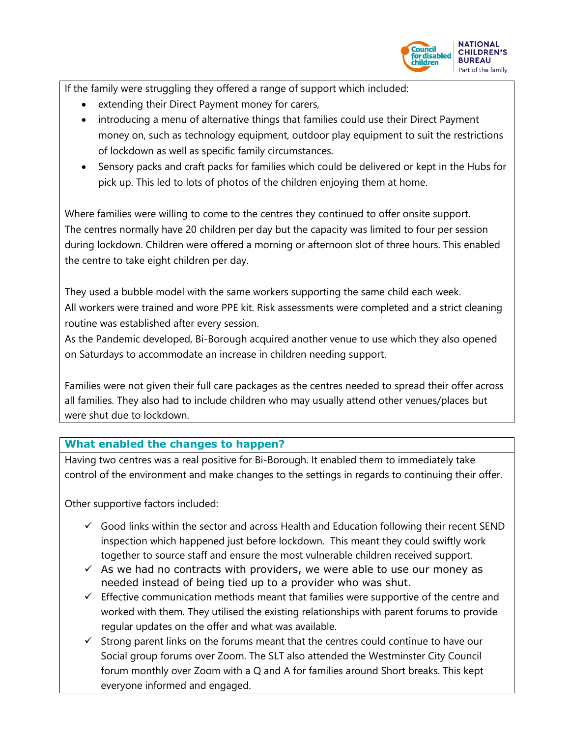If the family were struggling they offered a range of support which included:

- extending their Direct Payment money for carers,
- introducing a menu of alternative things that families could use their Direct Payment money on, such as technology equipment, outdoor play equipment to suit the restrictions of lockdown as well as specific family circumstances.
- Sensory packs and craft packs for families which could be delivered or kept in the Hubs for pick up. This led to lots of photos of the children enjoying them at home.

Where families were willing to come to the centres they continued to offer onsite support. The centres normally have 20 children per day but the capacity was limited to four per session during lockdown. Children were offered a morning or afternoon slot of three hours. This enabled the centre to take eight children per day.

They used a bubble model with the same workers supporting the same child each week. All workers were trained and wore PPE kit. Risk assessments were completed and a strict cleaning routine was established after every session.
As the Pandemic developed, Bi-Borough acquired another venue to use which they also opened on Saturdays to accommodate an increase in children needing support.

Families were not given their full care packages as the centres needed to spread their offer across all families. They also had to include children who may usually attend other venues/places but were shut due to lockdown.

### What enabled the changes to happen?

Having two centres was a real positive for Bi-Borough. It enabled them to immediately take control of the environment and make changes to the settings in regards to continuing their offer.

Other supportive factors included:

- ✓ Good links within the sector and across Health and Education following their recent SEND inspection which happened just before lockdown. This meant they could swiftly work together to source staff and ensure the most vulnerable children received support.
- ✓ As we had no contracts with providers, we were able to use our money as needed instead of being tied up to a provider who was shut.
- ✓ Effective communication methods meant that families were supportive of the centre and worked with them. They utilised the existing relationships with parent forums to provide regular updates on the offer and what was available.
- ✓ Strong parent links on the forums meant that the centres could continue to have our Social group forums over Zoom. The SLT also attended the Westminster City Council forum monthly over Zoom with a Q and A for families around Short breaks. This kept everyone informed and engaged.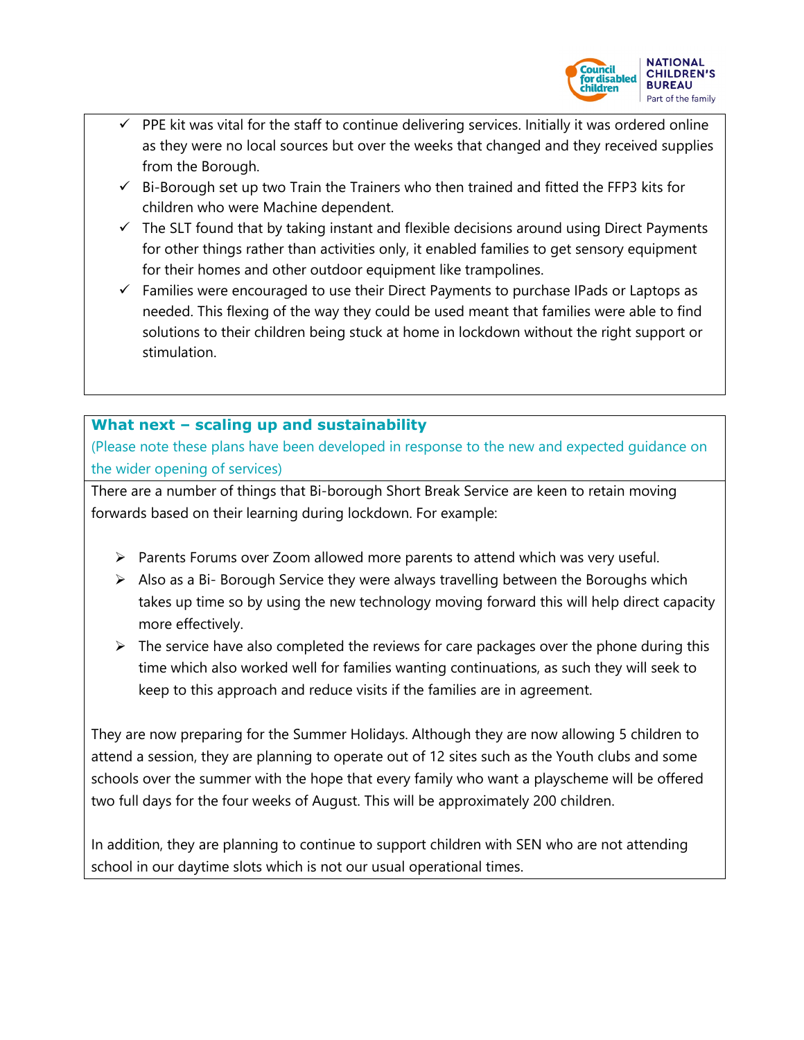- ✓ PPE kit was vital for the staff to continue delivering services. Initially it was ordered online as they were no local sources but over the weeks that changed and they received supplies from the Borough.
- ✓ Bi-Borough set up two Train the Trainers who then trained and fitted the FFP3 kits for children who were Machine dependent.
- ✓ The SLT found that by taking instant and flexible decisions around using Direct Payments for other things rather than activities only, it enabled families to get sensory equipment for their homes and other outdoor equipment like trampolines.
- ✓ Families were encouraged to use their Direct Payments to purchase IPads or Laptops as needed. This flexing of the way they could be used meant that families were able to find solutions to their children being stuck at home in lockdown without the right support or stimulation.

## What next – scaling up and sustainability

(Please note these plans have been developed in response to the new and expected guidance on the wider opening of services)

There are a number of things that Bi-borough Short Break Service are keen to retain moving forwards based on their learning during lockdown. For example:

- Parents Forums over Zoom allowed more parents to attend which was very useful.
- Also as a Bi- Borough Service they were always travelling between the Boroughs which takes up time so by using the new technology moving forward this will help direct capacity more effectively.
- The service have also completed the reviews for care packages over the phone during this time which also worked well for families wanting continuations, as such they will seek to keep to this approach and reduce visits if the families are in agreement.

They are now preparing for the Summer Holidays. Although they are now allowing 5 children to attend a session, they are planning to operate out of 12 sites such as the Youth clubs and some schools over the summer with the hope that every family who want a playscheme will be offered two full days for the four weeks of August. This will be approximately 200 children.

In addition, they are planning to continue to support children with SEN who are not attending school in our daytime slots which is not our usual operational times.